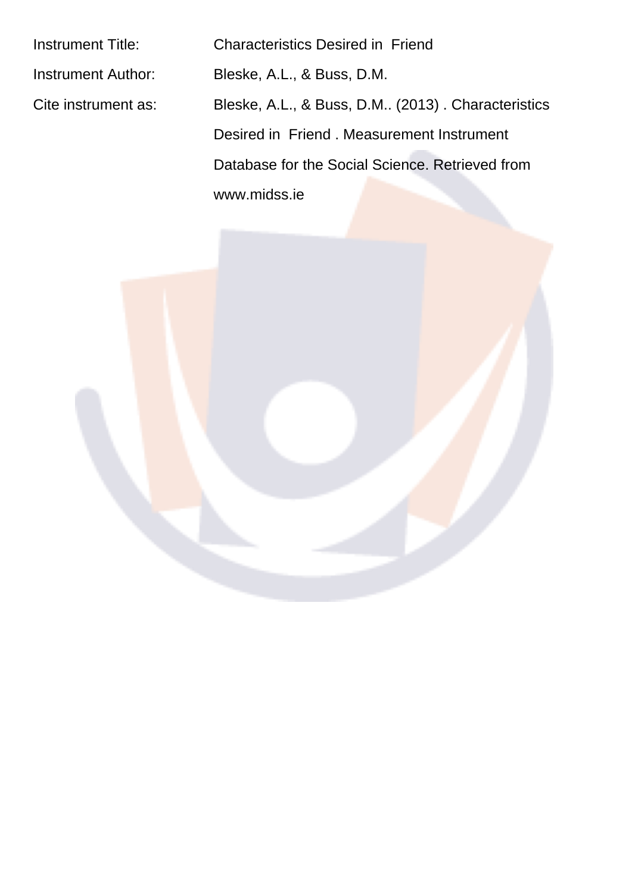Instrument Title: Characteristics Desired in Friend

Instrument Author: Bleske, A.L., & Buss, D.M.

Cite instrument as: Bleske, A.L., & Buss, D.M.. (2013) . Characteristics Desired in Friend . Measurement Instrument Database for the Social Science. Retrieved from www.midss.ie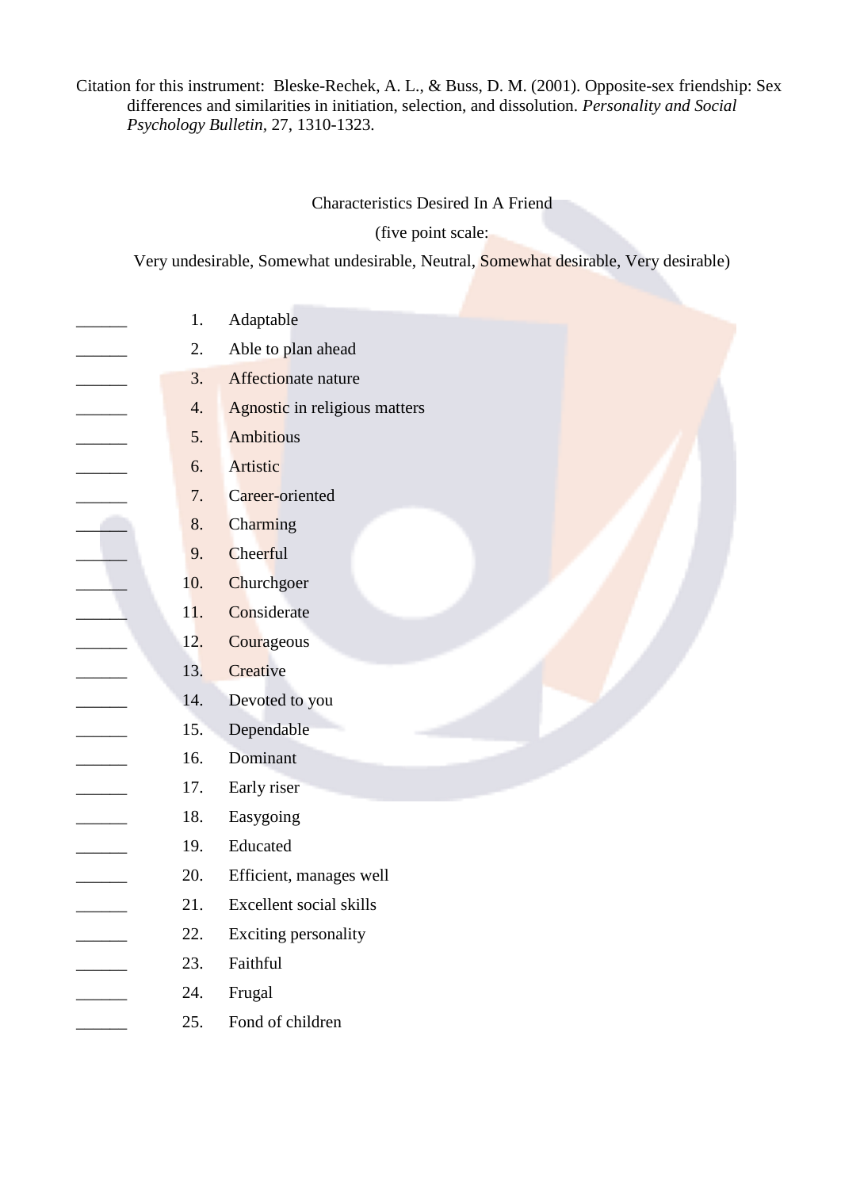Citation for this instrument: Bleske-Rechek, A. L., & Buss, D. M. (2001). Opposite-sex friendship: Sex differences and similarities in initiation, selection, and dissolution. *Personality and Social Psychology Bulletin*, 27, 1310-1323.

Characteristics Desired In A Friend

(five point scale:

Very undesirable, Somewhat undesirable, Neutral, Somewhat desirable, Very desirable)

______ 1. Adaptable

______ 2. Able to plan ahead

______ 3. Affectionate nature

______ 4. Agnostic in religious matters

______ 5. Ambitious

______ 6. Artistic

______ 7. Career-oriented

______ 8. Charming

______ 9. Cheerful

______ 10. Churchgoer

______ 11. Considerate

______ 12. Courageous

______ 13. Creative

______ 14. Devoted to you

______ 15. Dependable

______ 16. Dominant

______ 17. Early riser

______ 18. Easygoing

______ 19. Educated

______ 20. Efficient, manages well

______ 21. Excellent social skills

______ 22. Exciting personality

______ 23. Faithful

______ 24. Frugal

______ 25. Fond of children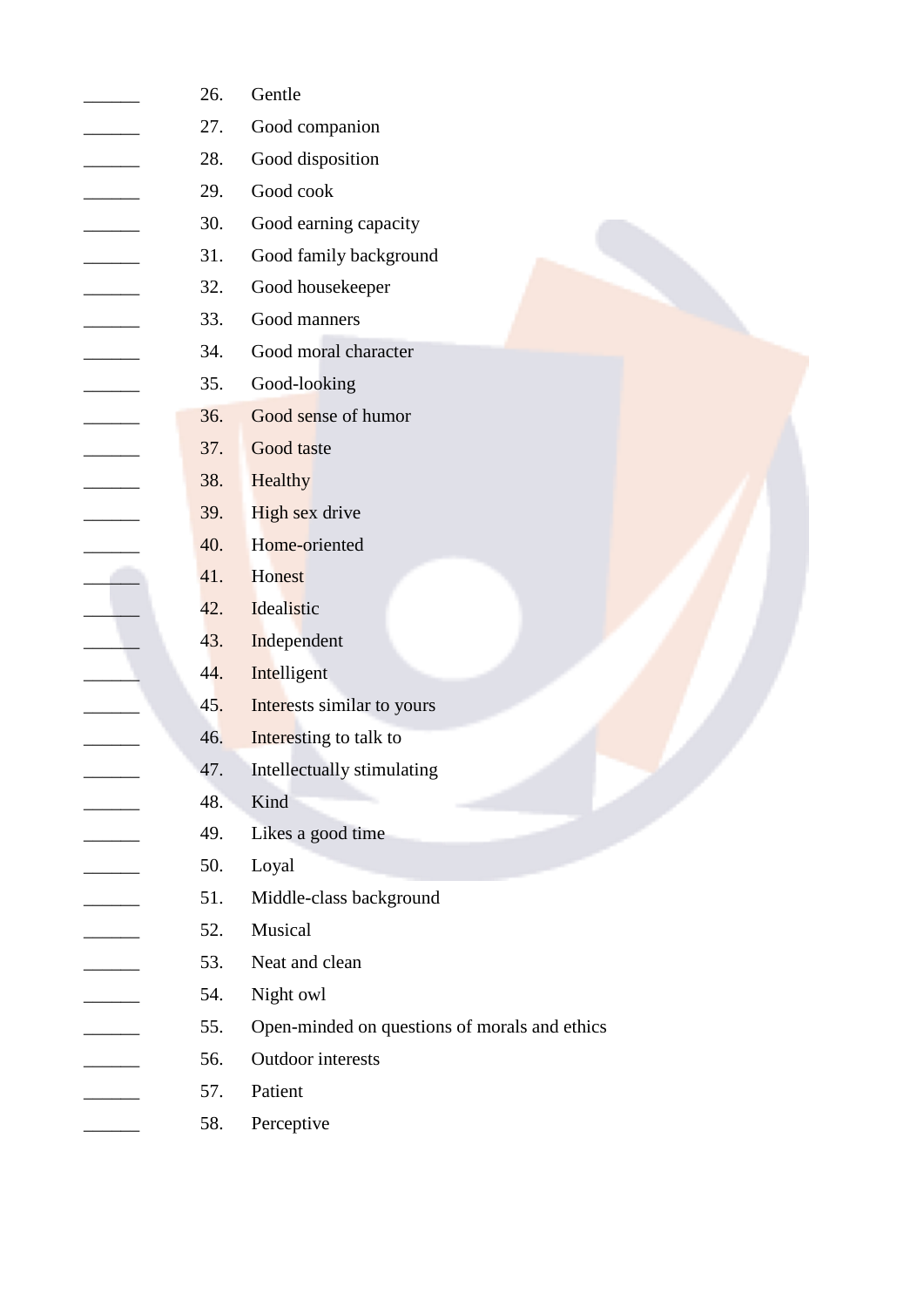______ 26. Gentle

______ 27. Good companion

______ 28. Good disposition

______ 29. Good cook

______ 30. Good earning capacity

______ 31. Good family background

______ 32. Good housekeeper

______ 33. Good manners

______ 34. Good moral character

______ 35. Good-looking

______ 36. Good sense of humor

______ 37. Good taste

______ 38. Healthy

______ 39. High sex drive

______ 40. Home-oriented

______ 41. Honest

______ 42. Idealistic

______ 43. Independent

______ 44. Intelligent

______ 45. Interests similar to yours

______ 46. Interesting to talk to

______ 47. Intellectually stimulating

______ 48. Kind

______ 49. Likes a good time

______ 50. Loyal

______ 51. Middle-class background

______ 52. Musical

______ 53. Neat and clean

______ 54. Night owl

______ 55. Open-minded on questions of morals and ethics

______ 56. Outdoor interests

______ 57. Patient

______ 58. Perceptive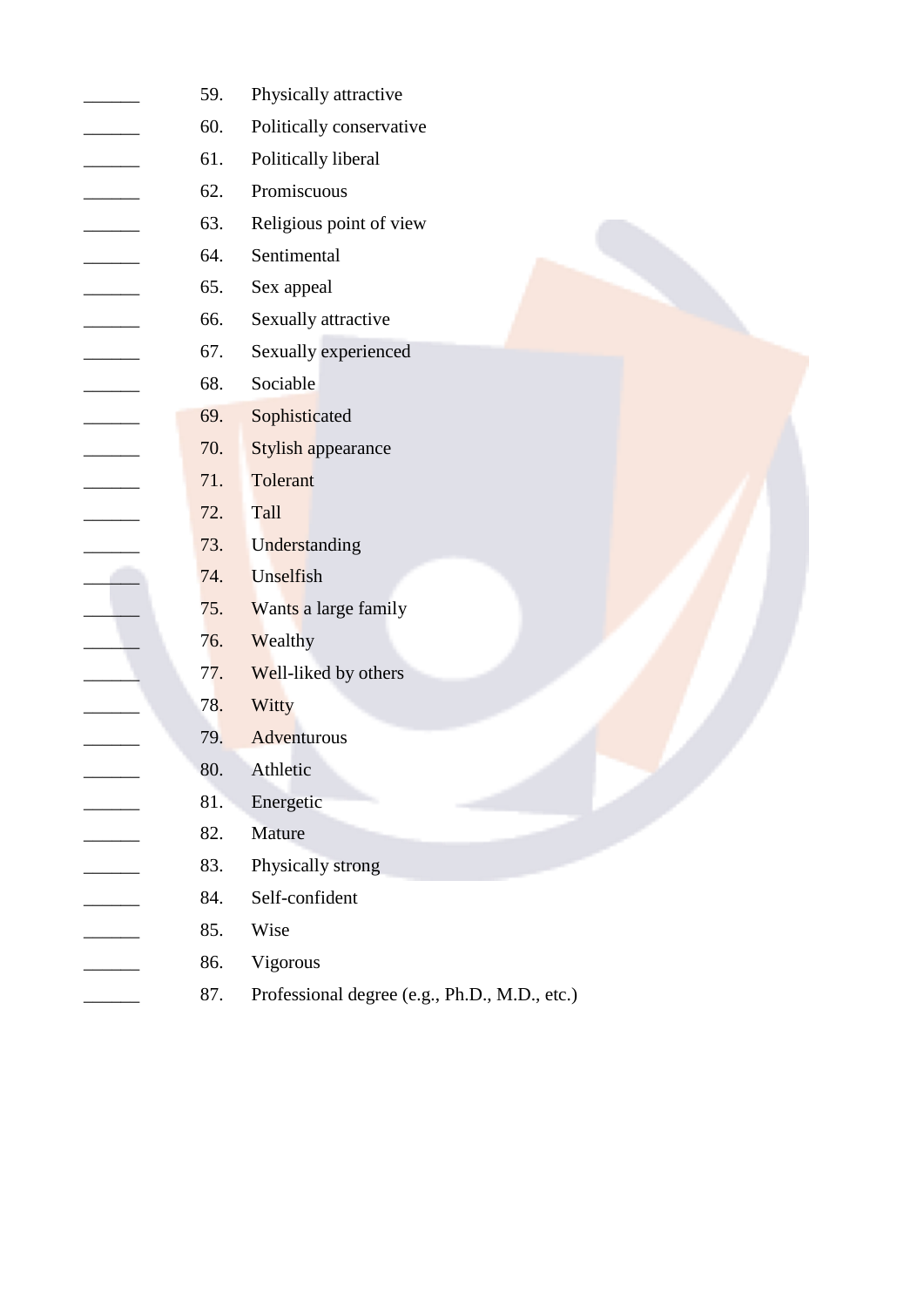______ 59. Physically attractive

______ 60. Politically conservative

______ 61. Politically liberal

______ 62. Promiscuous

______ 63. Religious point of view

______ 64. Sentimental

______ 65. Sex appeal

______ 66. Sexually attractive

______ 67. Sexually experienced

______ 68. Sociable

______ 69. Sophisticated

______ 70. Stylish appearance

______ 71. Tolerant

______ 72. Tall

______ 73. Understanding

______ 74. Unselfish

______ 75. Wants a large family

______ 76. Wealthy

______ 77. Well-liked by others

______ 78. Witty

______ 79. Adventurous

______ 80. Athletic

______ 81. Energetic

______ 82. Mature

______ 83. Physically strong

______ 84. Self-confident

______ 85. Wise

______ 86. Vigorous

______ 87. Professional degree (e.g., Ph.D., M.D., etc.)